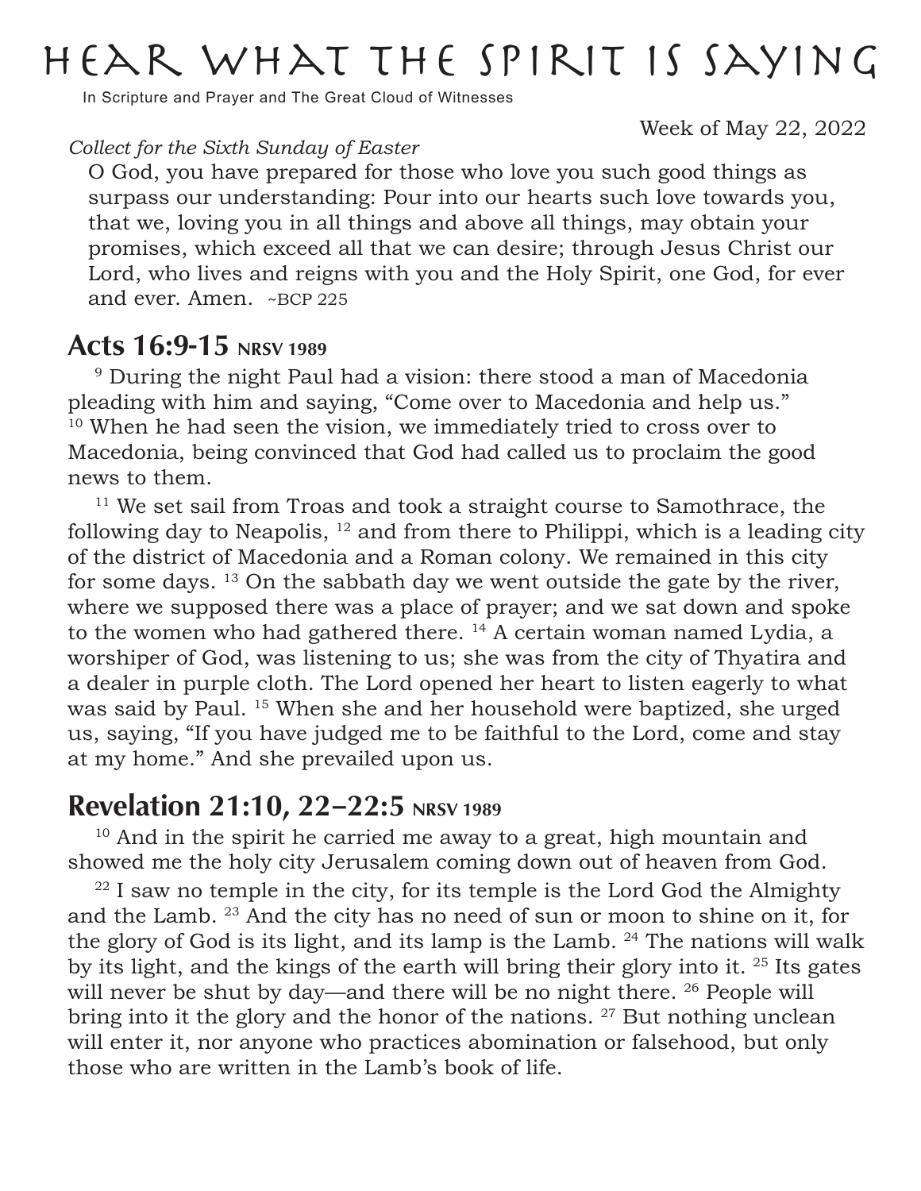# Hear What the Spirit is Saying

In Scripture and Prayer and The Great Cloud of Witnesses

Week of May 22, 2022

*Collect for the Sixth Sunday of Easter*

O God, you have prepared for those who love you such good things as surpass our understanding: Pour into our hearts such love towards you, that we, loving you in all things and above all things, may obtain your promises, which exceed all that we can desire; through Jesus Christ our Lord, who lives and reigns with you and the Holy Spirit, one God, for ever and ever. Amen. ~BCP 225

## Acts 16:9-15 NRSV 1989

[9] During the night Paul had a vision: there stood a man of Macedonia pleading with him and saying, "Come over to Macedonia and help us." [10] When he had seen the vision, we immediately tried to cross over to Macedonia, being convinced that God had called us to proclaim the good news to them.

[11] We set sail from Troas and took a straight course to Samothrace, the following day to Neapolis, [12] and from there to Philippi, which is a leading city of the district of Macedonia and a Roman colony. We remained in this city for some days. [13] On the sabbath day we went outside the gate by the river, where we supposed there was a place of prayer; and we sat down and spoke to the women who had gathered there. [14] A certain woman named Lydia, a worshiper of God, was listening to us; she was from the city of Thyatira and a dealer in purple cloth. The Lord opened her heart to listen eagerly to what was said by Paul. [15] When she and her household were baptized, she urged us, saying, "If you have judged me to be faithful to the Lord, come and stay at my home." And she prevailed upon us.

## Revelation 21:10, 22–22:5 NRSV 1989

[10] And in the spirit he carried me away to a great, high mountain and showed me the holy city Jerusalem coming down out of heaven from God.

[22] I saw no temple in the city, for its temple is the Lord God the Almighty and the Lamb. [23] And the city has no need of sun or moon to shine on it, for the glory of God is its light, and its lamp is the Lamb. [24] The nations will walk by its light, and the kings of the earth will bring their glory into it. [25] Its gates will never be shut by day—and there will be no night there. [26] People will bring into it the glory and the honor of the nations. [27] But nothing unclean will enter it, nor anyone who practices abomination or falsehood, but only those who are written in the Lamb's book of life.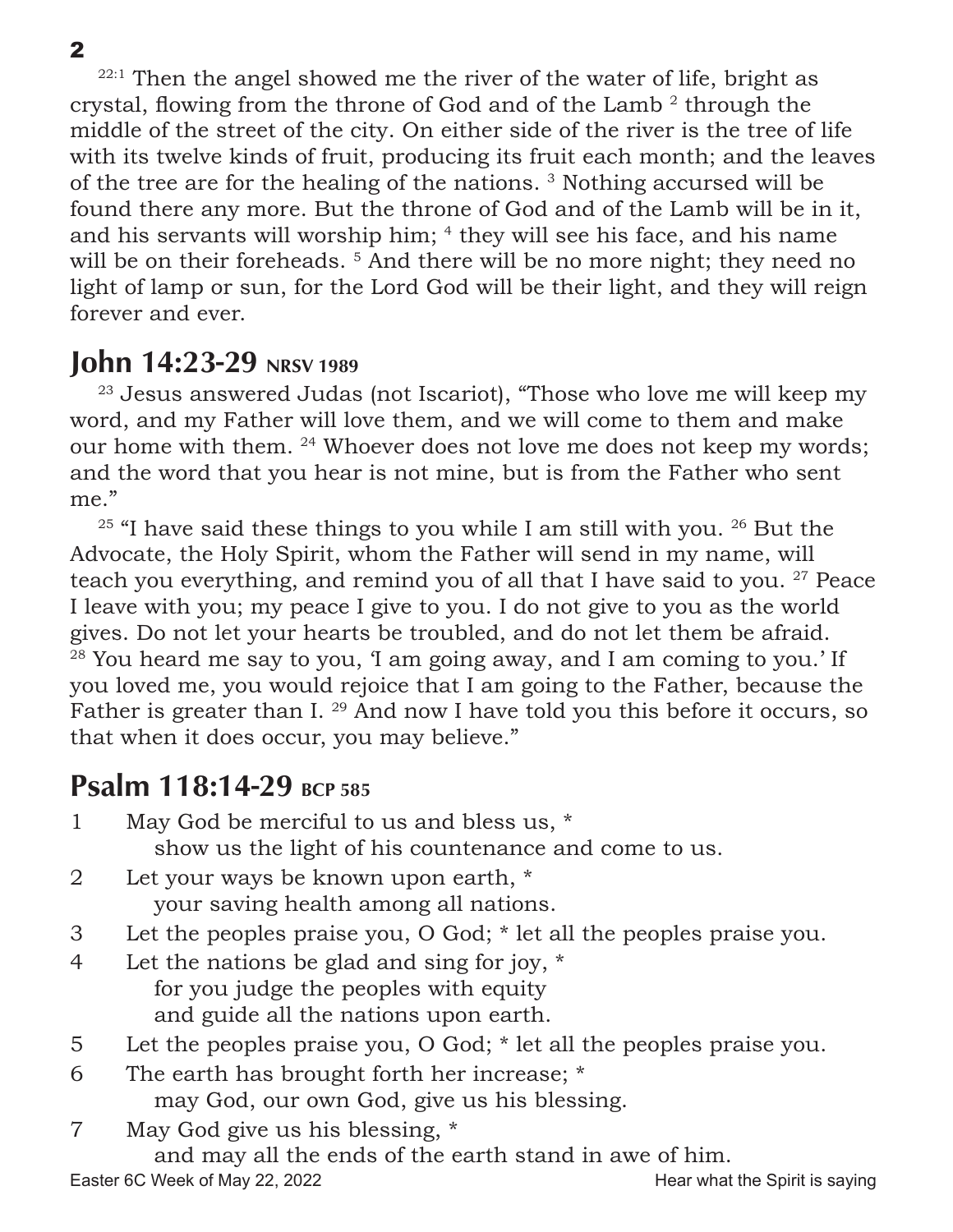[22:1] Then the angel showed me the river of the water of life, bright as crystal, flowing from the throne of God and of the Lamb [2] through the middle of the street of the city. On either side of the river is the tree of life with its twelve kinds of fruit, producing its fruit each month; and the leaves of the tree are for the healing of the nations. [3] Nothing accursed will be found there any more. But the throne of God and of the Lamb will be in it, and his servants will worship him; [4] they will see his face, and his name will be on their foreheads. [5] And there will be no more night; they need no light of lamp or sun, for the Lord God will be their light, and they will reign forever and ever.

## John 14:23-29 NRSV 1989

[23] Jesus answered Judas (not Iscariot), "Those who love me will keep my word, and my Father will love them, and we will come to them and make our home with them. [24] Whoever does not love me does not keep my words; and the word that you hear is not mine, but is from the Father who sent me."

[25] "I have said these things to you while I am still with you. [26] But the Advocate, the Holy Spirit, whom the Father will send in my name, will teach you everything, and remind you of all that I have said to you. [27] Peace I leave with you; my peace I give to you. I do not give to you as the world gives. Do not let your hearts be troubled, and do not let them be afraid. [28] You heard me say to you, 'I am going away, and I am coming to you.' If you loved me, you would rejoice that I am going to the Father, because the Father is greater than I. [29] And now I have told you this before it occurs, so that when it does occur, you may believe."

## Psalm 118:14-29 BCP 585

1 May God be merciful to us and bless us, *
show us the light of his countenance and come to us.

2 Let your ways be known upon earth, *
your saving health among all nations.

3 Let the peoples praise you, O God; * let all the peoples praise you.

4 Let the nations be glad and sing for joy, *
for you judge the peoples with equity
and guide all the nations upon earth.

5 Let the peoples praise you, O God; * let all the peoples praise you.

6 The earth has brought forth her increase; *
may God, our own God, give us his blessing.

7 May God give us his blessing, *
and may all the ends of the earth stand in awe of him.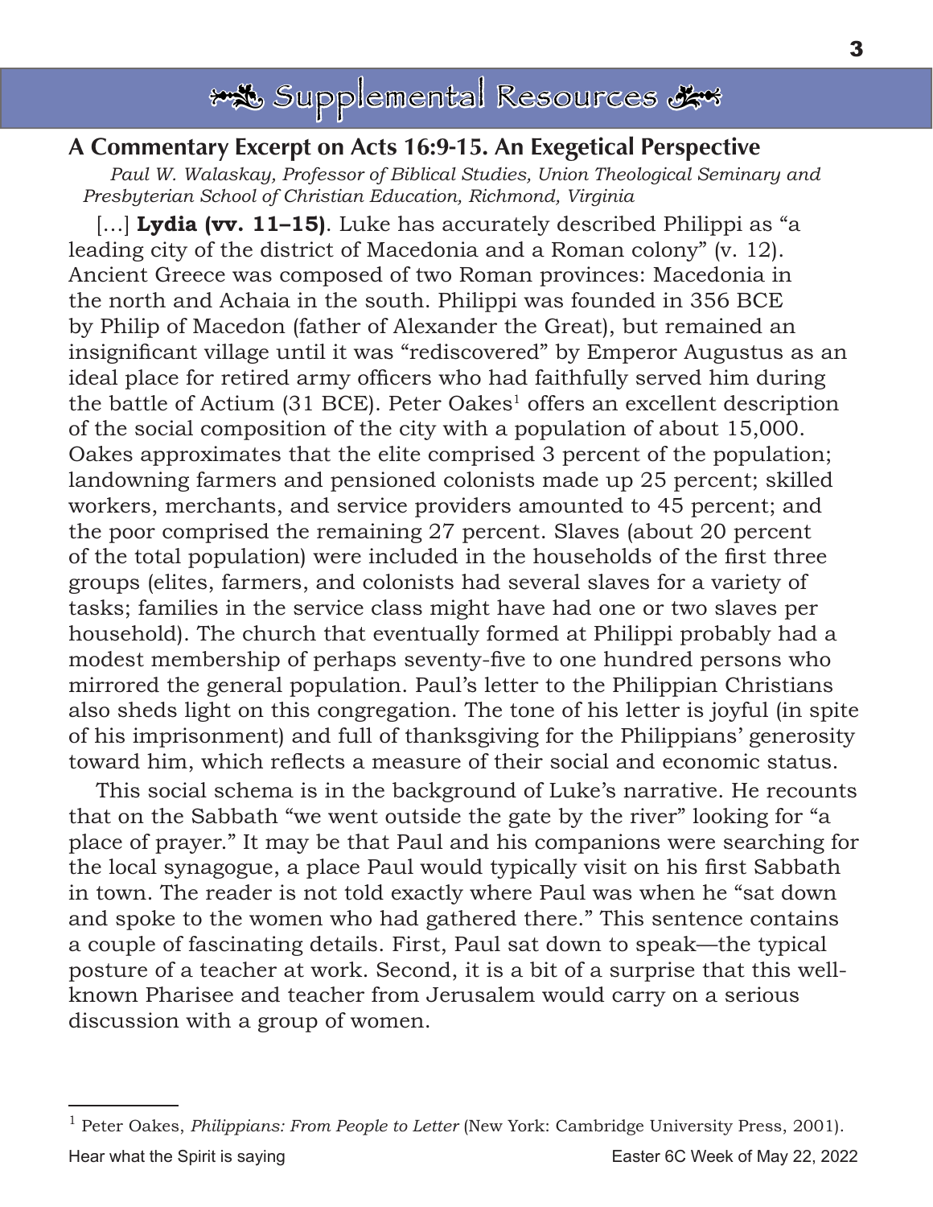# Supplemental Resources

## A Commentary Excerpt on Acts 16:9-15. An Exegetical Perspective

*Paul W. Walaskay, Professor of Biblical Studies, Union Theological Seminary and Presbyterian School of Christian Education, Richmond, Virginia*

[…] **Lydia (vv. 11–15)**. Luke has accurately described Philippi as "a leading city of the district of Macedonia and a Roman colony" (v. 12). Ancient Greece was composed of two Roman provinces: Macedonia in the north and Achaia in the south. Philippi was founded in 356 BCE by Philip of Macedon (father of Alexander the Great), but remained an insignificant village until it was "rediscovered" by Emperor Augustus as an ideal place for retired army officers who had faithfully served him during the battle of Actium (31 BCE). Peter Oakes[1] offers an excellent description of the social composition of the city with a population of about 15,000. Oakes approximates that the elite comprised 3 percent of the population; landowning farmers and pensioned colonists made up 25 percent; skilled workers, merchants, and service providers amounted to 45 percent; and the poor comprised the remaining 27 percent. Slaves (about 20 percent of the total population) were included in the households of the first three groups (elites, farmers, and colonists had several slaves for a variety of tasks; families in the service class might have had one or two slaves per household). The church that eventually formed at Philippi probably had a modest membership of perhaps seventy-five to one hundred persons who mirrored the general population. Paul's letter to the Philippian Christians also sheds light on this congregation. The tone of his letter is joyful (in spite of his imprisonment) and full of thanksgiving for the Philippians' generosity toward him, which reflects a measure of their social and economic status.

This social schema is in the background of Luke's narrative. He recounts that on the Sabbath "we went outside the gate by the river" looking for "a place of prayer." It may be that Paul and his companions were searching for the local synagogue, a place Paul would typically visit on his first Sabbath in town. The reader is not told exactly where Paul was when he "sat down and spoke to the women who had gathered there." This sentence contains a couple of fascinating details. First, Paul sat down to speak—the typical posture of a teacher at work. Second, it is a bit of a surprise that this well-known Pharisee and teacher from Jerusalem would carry on a serious discussion with a group of women.

---

[1] Peter Oakes, *Philippians: From People to Letter* (New York: Cambridge University Press, 2001).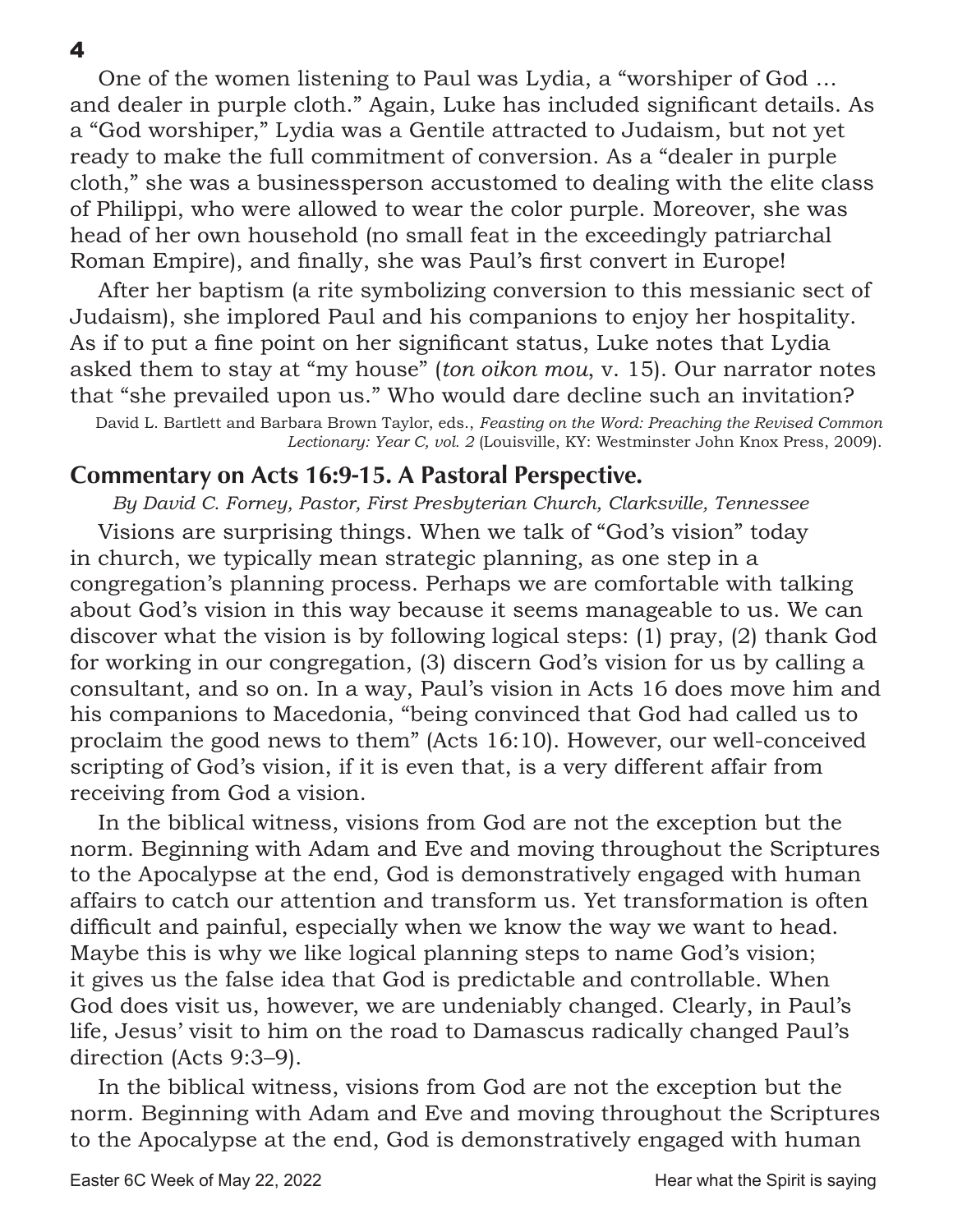One of the women listening to Paul was Lydia, a "worshiper of God … and dealer in purple cloth." Again, Luke has included significant details. As a "God worshiper," Lydia was a Gentile attracted to Judaism, but not yet ready to make the full commitment of conversion. As a "dealer in purple cloth," she was a businessperson accustomed to dealing with the elite class of Philippi, who were allowed to wear the color purple. Moreover, she was head of her own household (no small feat in the exceedingly patriarchal Roman Empire), and finally, she was Paul's first convert in Europe!

After her baptism (a rite symbolizing conversion to this messianic sect of Judaism), she implored Paul and his companions to enjoy her hospitality. As if to put a fine point on her significant status, Luke notes that Lydia asked them to stay at "my house" (*ton oikon mou*, v. 15). Our narrator notes that "she prevailed upon us." Who would dare decline such an invitation?

David L. Bartlett and Barbara Brown Taylor, eds., *Feasting on the Word: Preaching the Revised Common Lectionary: Year C, vol. 2* (Louisville, KY: Westminster John Knox Press, 2009).

## Commentary on Acts 16:9-15. A Pastoral Perspective.

*By David C. Forney, Pastor, First Presbyterian Church, Clarksville, Tennessee*

Visions are surprising things. When we talk of "God's vision" today in church, we typically mean strategic planning, as one step in a congregation's planning process. Perhaps we are comfortable with talking about God's vision in this way because it seems manageable to us. We can discover what the vision is by following logical steps: (1) pray, (2) thank God for working in our congregation, (3) discern God's vision for us by calling a consultant, and so on. In a way, Paul's vision in Acts 16 does move him and his companions to Macedonia, "being convinced that God had called us to proclaim the good news to them" (Acts 16:10). However, our well-conceived scripting of God's vision, if it is even that, is a very different affair from receiving from God a vision.

In the biblical witness, visions from God are not the exception but the norm. Beginning with Adam and Eve and moving throughout the Scriptures to the Apocalypse at the end, God is demonstratively engaged with human affairs to catch our attention and transform us. Yet transformation is often difficult and painful, especially when we know the way we want to head. Maybe this is why we like logical planning steps to name God's vision; it gives us the false idea that God is predictable and controllable. When God does visit us, however, we are undeniably changed. Clearly, in Paul's life, Jesus' visit to him on the road to Damascus radically changed Paul's direction (Acts 9:3–9).

In the biblical witness, visions from God are not the exception but the norm. Beginning with Adam and Eve and moving throughout the Scriptures to the Apocalypse at the end, God is demonstratively engaged with human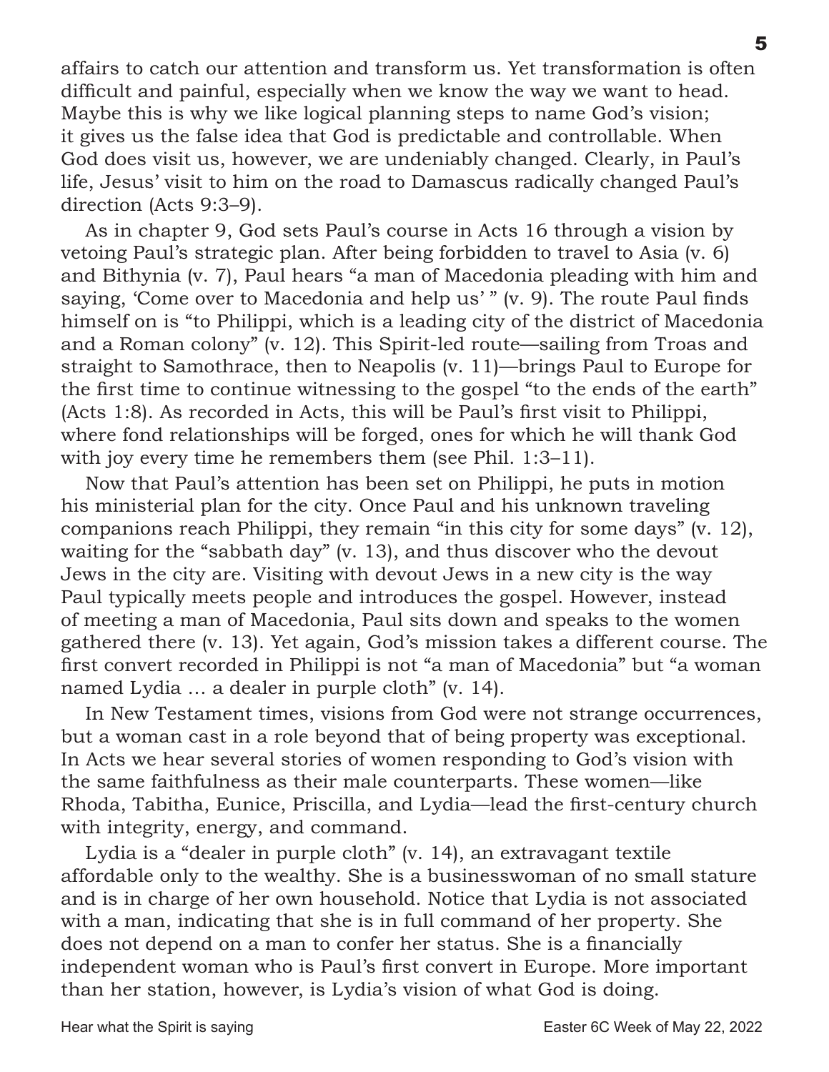affairs to catch our attention and transform us. Yet transformation is often difficult and painful, especially when we know the way we want to head. Maybe this is why we like logical planning steps to name God's vision; it gives us the false idea that God is predictable and controllable. When God does visit us, however, we are undeniably changed. Clearly, in Paul's life, Jesus' visit to him on the road to Damascus radically changed Paul's direction (Acts 9:3–9).

As in chapter 9, God sets Paul's course in Acts 16 through a vision by vetoing Paul's strategic plan. After being forbidden to travel to Asia (v. 6) and Bithynia (v. 7), Paul hears "a man of Macedonia pleading with him and saying, 'Come over to Macedonia and help us' " (v. 9). The route Paul finds himself on is "to Philippi, which is a leading city of the district of Macedonia and a Roman colony" (v. 12). This Spirit-led route—sailing from Troas and straight to Samothrace, then to Neapolis (v. 11)—brings Paul to Europe for the first time to continue witnessing to the gospel "to the ends of the earth" (Acts 1:8). As recorded in Acts, this will be Paul's first visit to Philippi, where fond relationships will be forged, ones for which he will thank God with joy every time he remembers them (see Phil. 1:3–11).

Now that Paul's attention has been set on Philippi, he puts in motion his ministerial plan for the city. Once Paul and his unknown traveling companions reach Philippi, they remain "in this city for some days" (v. 12), waiting for the "sabbath day" (v. 13), and thus discover who the devout Jews in the city are. Visiting with devout Jews in a new city is the way Paul typically meets people and introduces the gospel. However, instead of meeting a man of Macedonia, Paul sits down and speaks to the women gathered there (v. 13). Yet again, God's mission takes a different course. The first convert recorded in Philippi is not "a man of Macedonia" but "a woman named Lydia … a dealer in purple cloth" (v. 14).

In New Testament times, visions from God were not strange occurrences, but a woman cast in a role beyond that of being property was exceptional. In Acts we hear several stories of women responding to God's vision with the same faithfulness as their male counterparts. These women—like Rhoda, Tabitha, Eunice, Priscilla, and Lydia—lead the first-century church with integrity, energy, and command.

Lydia is a "dealer in purple cloth" (v. 14), an extravagant textile affordable only to the wealthy. She is a businesswoman of no small stature and is in charge of her own household. Notice that Lydia is not associated with a man, indicating that she is in full command of her property. She does not depend on a man to confer her status. She is a financially independent woman who is Paul's first convert in Europe. More important than her station, however, is Lydia's vision of what God is doing.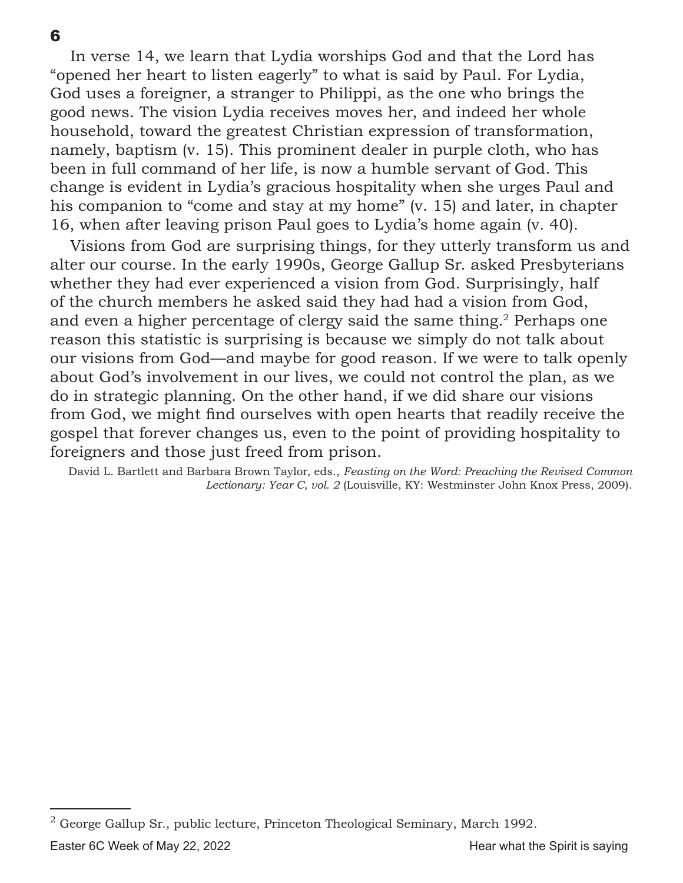In verse 14, we learn that Lydia worships God and that the Lord has "opened her heart to listen eagerly" to what is said by Paul. For Lydia, God uses a foreigner, a stranger to Philippi, as the one who brings the good news. The vision Lydia receives moves her, and indeed her whole household, toward the greatest Christian expression of transformation, namely, baptism (v. 15). This prominent dealer in purple cloth, who has been in full command of her life, is now a humble servant of God. This change is evident in Lydia's gracious hospitality when she urges Paul and his companion to "come and stay at my home" (v. 15) and later, in chapter 16, when after leaving prison Paul goes to Lydia's home again (v. 40).

Visions from God are surprising things, for they utterly transform us and alter our course. In the early 1990s, George Gallup Sr. asked Presbyterians whether they had ever experienced a vision from God. Surprisingly, half of the church members he asked said they had had a vision from God, and even a higher percentage of clergy said the same thing.[2] Perhaps one reason this statistic is surprising is because we simply do not talk about our visions from God—and maybe for good reason. If we were to talk openly about God's involvement in our lives, we could not control the plan, as we do in strategic planning. On the other hand, if we did share our visions from God, we might find ourselves with open hearts that readily receive the gospel that forever changes us, even to the point of providing hospitality to foreigners and those just freed from prison.

David L. Bartlett and Barbara Brown Taylor, eds., *Feasting on the Word: Preaching the Revised Common Lectionary: Year C, vol. 2* (Louisville, KY: Westminster John Knox Press, 2009).

---

[2] George Gallup Sr., public lecture, Princeton Theological Seminary, March 1992.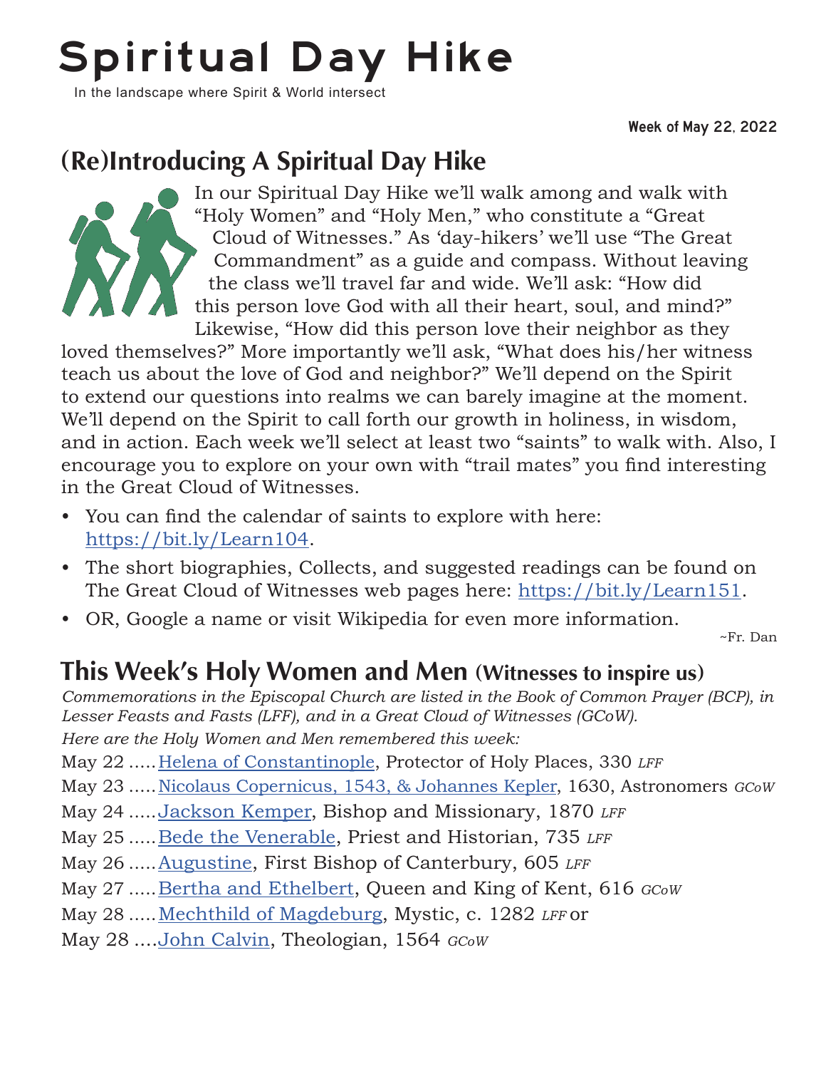# Spiritual Day Hike

In the landscape where Spirit & World intersect

**Week of May 22, 2022**

## (Re)Introducing A Spiritual Day Hike

In our Spiritual Day Hike we'll walk among and walk with "Holy Women" and "Holy Men," who constitute a "Great Cloud of Witnesses." As 'day-hikers' we'll use "The Great Commandment" as a guide and compass. Without leaving the class we'll travel far and wide. We'll ask: "How did this person love God with all their heart, soul, and mind?" Likewise, "How did this person love their neighbor as they loved themselves?" More importantly we'll ask, "What does his/her witness teach us about the love of God and neighbor?" We'll depend on the Spirit to extend our questions into realms we can barely imagine at the moment. We'll depend on the Spirit to call forth our growth in holiness, in wisdom, and in action. Each week we'll select at least two "saints" to walk with. Also, I encourage you to explore on your own with "trail mates" you find interesting in the Great Cloud of Witnesses.

- You can find the calendar of saints to explore with here: https://bit.ly/Learn104.
- The short biographies, Collects, and suggested readings can be found on The Great Cloud of Witnesses web pages here: https://bit.ly/Learn151.
- OR, Google a name or visit Wikipedia for even more information.

~Fr. Dan

## This Week's Holy Women and Men (Witnesses to inspire us)

*Commemorations in the Episcopal Church are listed in the Book of Common Prayer (BCP), in Lesser Feasts and Fasts (LFF), and in a Great Cloud of Witnesses (GCoW).*

*Here are the Holy Women and Men remembered this week:*

May 22 ..... Helena of Constantinople, Protector of Holy Places, 330 *LFF*

May 23 ..... Nicolaus Copernicus, 1543, & Johannes Kepler, 1630, Astronomers *GCoW*

May 24 ..... Jackson Kemper, Bishop and Missionary, 1870 *LFF*

May 25 ..... Bede the Venerable, Priest and Historian, 735 *LFF*

May 26 ..... Augustine, First Bishop of Canterbury, 605 *LFF*

May 27 ..... Bertha and Ethelbert, Queen and King of Kent, 616 *GCoW*

May 28 ..... Mechthild of Magdeburg, Mystic, c. 1282 *LFF* or

May 28 .... John Calvin, Theologian, 1564 *GCoW*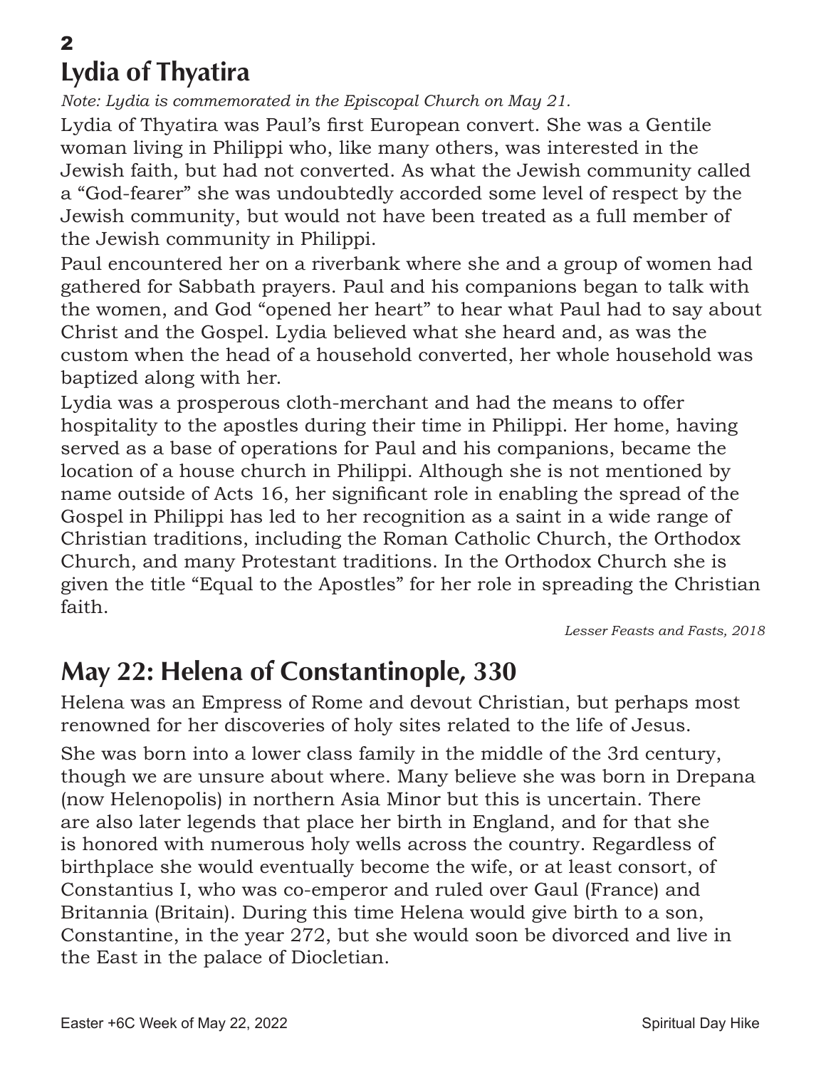## 2

## Lydia of Thyatira

*Note: Lydia is commemorated in the Episcopal Church on May 21.*

Lydia of Thyatira was Paul's first European convert. She was a Gentile woman living in Philippi who, like many others, was interested in the Jewish faith, but had not converted. As what the Jewish community called a "God-fearer" she was undoubtedly accorded some level of respect by the Jewish community, but would not have been treated as a full member of the Jewish community in Philippi.

Paul encountered her on a riverbank where she and a group of women had gathered for Sabbath prayers. Paul and his companions began to talk with the women, and God "opened her heart" to hear what Paul had to say about Christ and the Gospel. Lydia believed what she heard and, as was the custom when the head of a household converted, her whole household was baptized along with her.

Lydia was a prosperous cloth-merchant and had the means to offer hospitality to the apostles during their time in Philippi. Her home, having served as a base of operations for Paul and his companions, became the location of a house church in Philippi. Although she is not mentioned by name outside of Acts 16, her significant role in enabling the spread of the Gospel in Philippi has led to her recognition as a saint in a wide range of Christian traditions, including the Roman Catholic Church, the Orthodox Church, and many Protestant traditions. In the Orthodox Church she is given the title "Equal to the Apostles" for her role in spreading the Christian faith.

*Lesser Feasts and Fasts, 2018*

## May 22: Helena of Constantinople, 330

Helena was an Empress of Rome and devout Christian, but perhaps most renowned for her discoveries of holy sites related to the life of Jesus.

She was born into a lower class family in the middle of the 3rd century, though we are unsure about where. Many believe she was born in Drepana (now Helenopolis) in northern Asia Minor but this is uncertain. There are also later legends that place her birth in England, and for that she is honored with numerous holy wells across the country. Regardless of birthplace she would eventually become the wife, or at least consort, of Constantius I, who was co-emperor and ruled over Gaul (France) and Britannia (Britain). During this time Helena would give birth to a son, Constantine, in the year 272, but she would soon be divorced and live in the East in the palace of Diocletian.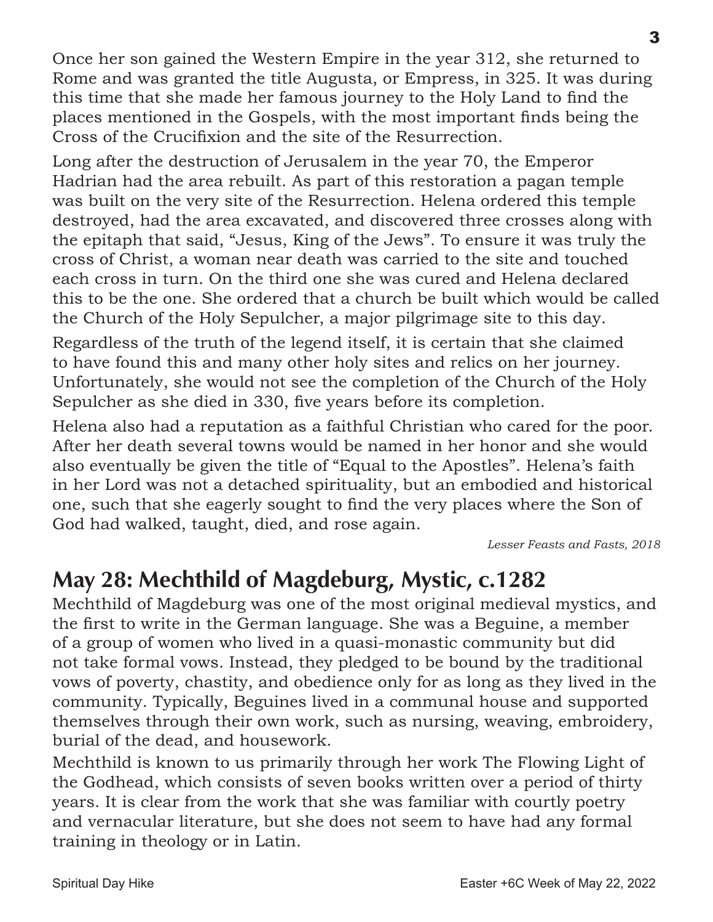Once her son gained the Western Empire in the year 312, she returned to Rome and was granted the title Augusta, or Empress, in 325. It was during this time that she made her famous journey to the Holy Land to find the places mentioned in the Gospels, with the most important finds being the Cross of the Crucifixion and the site of the Resurrection.

Long after the destruction of Jerusalem in the year 70, the Emperor Hadrian had the area rebuilt. As part of this restoration a pagan temple was built on the very site of the Resurrection. Helena ordered this temple destroyed, had the area excavated, and discovered three crosses along with the epitaph that said, "Jesus, King of the Jews". To ensure it was truly the cross of Christ, a woman near death was carried to the site and touched each cross in turn. On the third one she was cured and Helena declared this to be the one. She ordered that a church be built which would be called the Church of the Holy Sepulcher, a major pilgrimage site to this day.

Regardless of the truth of the legend itself, it is certain that she claimed to have found this and many other holy sites and relics on her journey. Unfortunately, she would not see the completion of the Church of the Holy Sepulcher as she died in 330, five years before its completion.

Helena also had a reputation as a faithful Christian who cared for the poor. After her death several towns would be named in her honor and she would also eventually be given the title of "Equal to the Apostles". Helena's faith in her Lord was not a detached spirituality, but an embodied and historical one, such that she eagerly sought to find the very places where the Son of God had walked, taught, died, and rose again.

*Lesser Feasts and Fasts, 2018*

## May 28: Mechthild of Magdeburg, Mystic, c.1282

Mechthild of Magdeburg was one of the most original medieval mystics, and the first to write in the German language. She was a Beguine, a member of a group of women who lived in a quasi-monastic community but did not take formal vows. Instead, they pledged to be bound by the traditional vows of poverty, chastity, and obedience only for as long as they lived in the community. Typically, Beguines lived in a communal house and supported themselves through their own work, such as nursing, weaving, embroidery, burial of the dead, and housework.

Mechthild is known to us primarily through her work The Flowing Light of the Godhead, which consists of seven books written over a period of thirty years. It is clear from the work that she was familiar with courtly poetry and vernacular literature, but she does not seem to have had any formal training in theology or in Latin.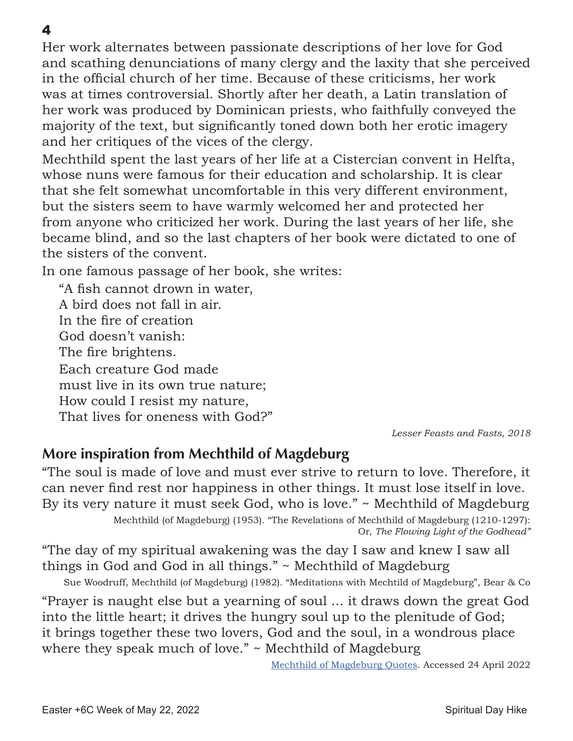Her work alternates between passionate descriptions of her love for God and scathing denunciations of many clergy and the laxity that she perceived in the official church of her time. Because of these criticisms, her work was at times controversial. Shortly after her death, a Latin translation of her work was produced by Dominican priests, who faithfully conveyed the majority of the text, but significantly toned down both her erotic imagery and her critiques of the vices of the clergy.

Mechthild spent the last years of her life at a Cistercian convent in Helfta, whose nuns were famous for their education and scholarship. It is clear that she felt somewhat uncomfortable in this very different environment, but the sisters seem to have warmly welcomed her and protected her from anyone who criticized her work. During the last years of her life, she became blind, and so the last chapters of her book were dictated to one of the sisters of the convent.

In one famous passage of her book, she writes:

> "A fish cannot drown in water,
> A bird does not fall in air.
> In the fire of creation
> God doesn't vanish:
> The fire brightens.
> Each creature God made
> must live in its own true nature;
> How could I resist my nature,
> That lives for oneness with God?"

*Lesser Feasts and Fasts, 2018*

## More inspiration from Mechthild of Magdeburg

"The soul is made of love and must ever strive to return to love. Therefore, it can never find rest nor happiness in other things. It must lose itself in love. By its very nature it must seek God, who is love." ~ Mechthild of Magdeburg

Mechthild (of Magdeburg) (1953). "The Revelations of Mechthild of Magdeburg (1210-1297): Or, *The Flowing Light of the Godhead"*

"The day of my spiritual awakening was the day I saw and knew I saw all things in God and God in all things." ~ Mechthild of Magdeburg

Sue Woodruff, Mechthild (of Magdeburg) (1982). "Meditations with Mechtild of Magdeburg", Bear & Co

"Prayer is naught else but a yearning of soul ... it draws down the great God into the little heart; it drives the hungry soul up to the plenitude of God; it brings together these two lovers, God and the soul, in a wondrous place where they speak much of love." ~ Mechthild of Magdeburg

Mechthild of Magdeburg Quotes. Accessed 24 April 2022